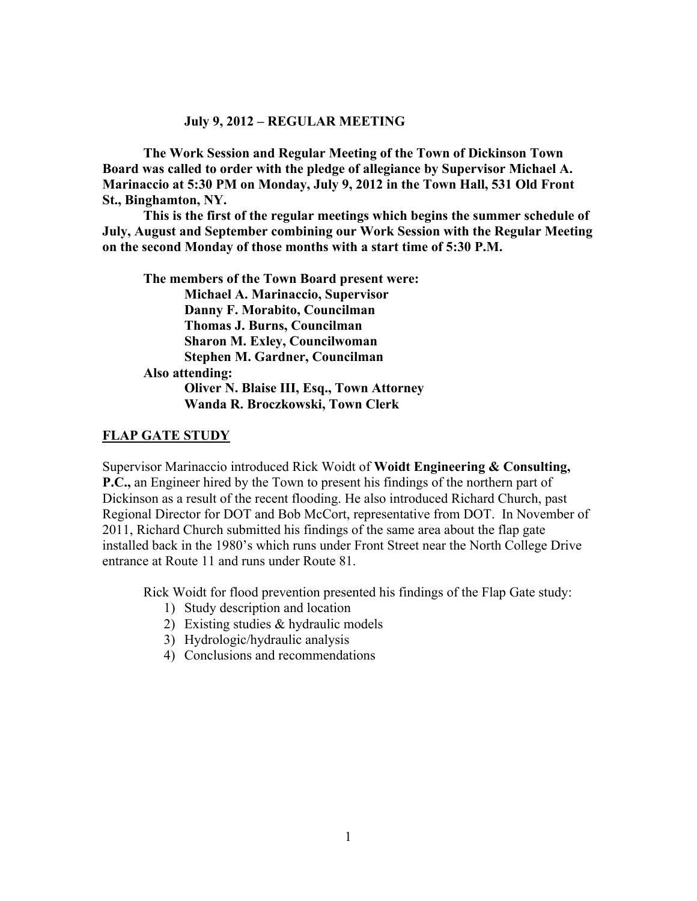**July 9, 2012 – REGULAR MEETING**

**The Work Session and Regular Meeting of the Town of Dickinson Town Board was called to order with the pledge of allegiance by Supervisor Michael A. Marinaccio at 5:30 PM on Monday, July 9, 2012 in the Town Hall, 531 Old Front St., Binghamton, NY.**

**This is the first of the regular meetings which begins the summer schedule of July, August and September combining our Work Session with the Regular Meeting on the second Monday of those months with a start time of 5:30 P.M.**

**The members of the Town Board present were:**
**Michael A. Marinaccio, Supervisor**
**Danny F. Morabito, Councilman**
**Thomas J. Burns, Councilman**
**Sharon M. Exley, Councilwoman**
**Stephen M. Gardner, Councilman**

**Also attending:**
**Oliver N. Blaise III, Esq., Town Attorney**
**Wanda R. Broczkowski, Town Clerk**

## FLAP GATE STUDY

Supervisor Marinaccio introduced Rick Woidt of **Woidt Engineering & Consulting, P.C.,** an Engineer hired by the Town to present his findings of the northern part of Dickinson as a result of the recent flooding. He also introduced Richard Church, past Regional Director for DOT and Bob McCort, representative from DOT. In November of 2011, Richard Church submitted his findings of the same area about the flap gate installed back in the 1980's which runs under Front Street near the North College Drive entrance at Route 11 and runs under Route 81.

Rick Woidt for flood prevention presented his findings of the Flap Gate study:

1) Study description and location
2) Existing studies & hydraulic models
3) Hydrologic/hydraulic analysis
4) Conclusions and recommendations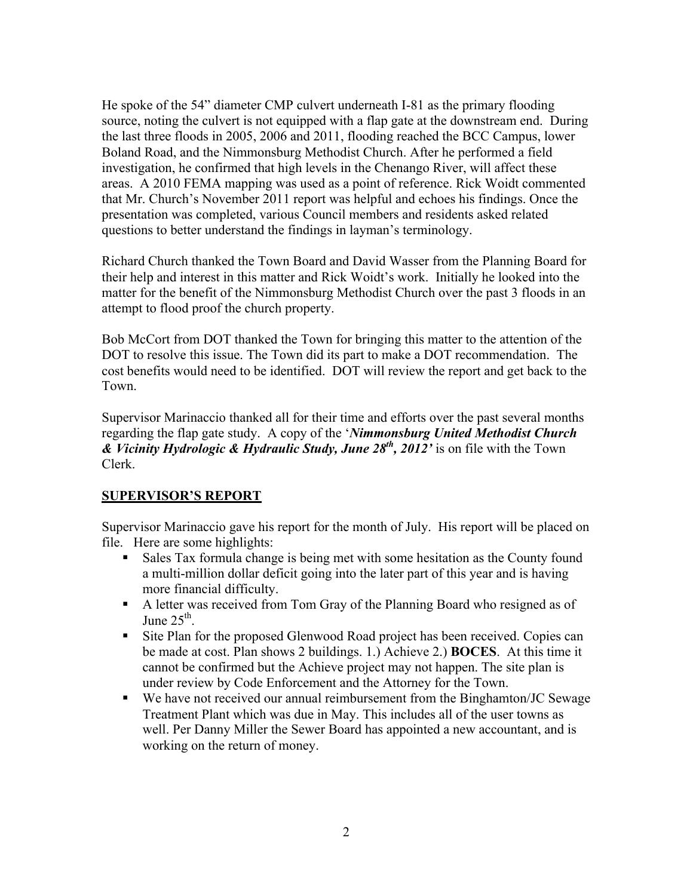He spoke of the 54" diameter CMP culvert underneath I-81 as the primary flooding source, noting the culvert is not equipped with a flap gate at the downstream end. During the last three floods in 2005, 2006 and 2011, flooding reached the BCC Campus, lower Boland Road, and the Nimmonsburg Methodist Church. After he performed a field investigation, he confirmed that high levels in the Chenango River, will affect these areas. A 2010 FEMA mapping was used as a point of reference. Rick Woidt commented that Mr. Church's November 2011 report was helpful and echoes his findings. Once the presentation was completed, various Council members and residents asked related questions to better understand the findings in layman's terminology.

Richard Church thanked the Town Board and David Wasser from the Planning Board for their help and interest in this matter and Rick Woidt's work. Initially he looked into the matter for the benefit of the Nimmonsburg Methodist Church over the past 3 floods in an attempt to flood proof the church property.

Bob McCort from DOT thanked the Town for bringing this matter to the attention of the DOT to resolve this issue. The Town did its part to make a DOT recommendation. The cost benefits would need to be identified. DOT will review the report and get back to the Town.

Supervisor Marinaccio thanked all for their time and efforts over the past several months regarding the flap gate study. A copy of the '***Nimmonsburg United Methodist Church & Vicinity Hydrologic & Hydraulic Study, June 28th, 2012'*** is on file with the Town Clerk.

## SUPERVISOR'S REPORT

Supervisor Marinaccio gave his report for the month of July. His report will be placed on file. Here are some highlights:

- Sales Tax formula change is being met with some hesitation as the County found a multi-million dollar deficit going into the later part of this year and is having more financial difficulty.
- A letter was received from Tom Gray of the Planning Board who resigned as of June 25th.
- Site Plan for the proposed Glenwood Road project has been received. Copies can be made at cost. Plan shows 2 buildings. 1.) Achieve 2.) **BOCES**. At this time it cannot be confirmed but the Achieve project may not happen. The site plan is under review by Code Enforcement and the Attorney for the Town.
- We have not received our annual reimbursement from the Binghamton/JC Sewage Treatment Plant which was due in May. This includes all of the user towns as well. Per Danny Miller the Sewer Board has appointed a new accountant, and is working on the return of money.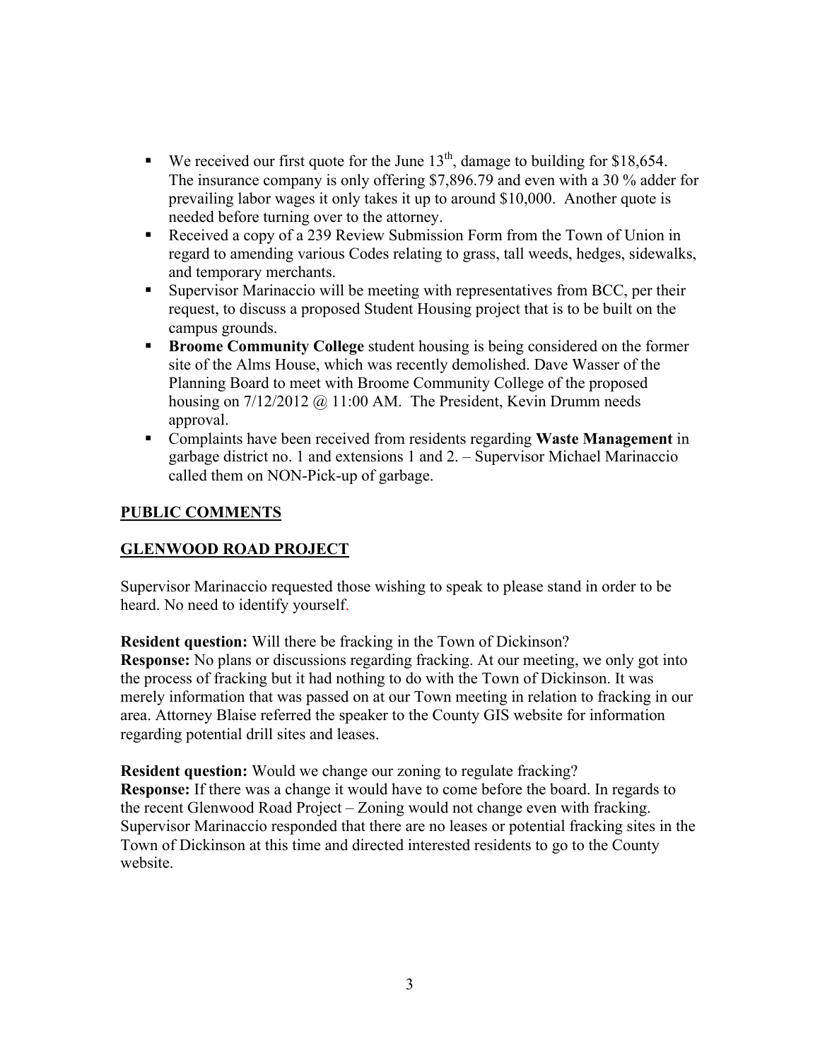- We received our first quote for the June 13th, damage to building for $18,654. The insurance company is only offering $7,896.79 and even with a 30 % adder for prevailing labor wages it only takes it up to around $10,000. Another quote is needed before turning over to the attorney.
- Received a copy of a 239 Review Submission Form from the Town of Union in regard to amending various Codes relating to grass, tall weeds, hedges, sidewalks, and temporary merchants.
- Supervisor Marinaccio will be meeting with representatives from BCC, per their request, to discuss a proposed Student Housing project that is to be built on the campus grounds.
- **Broome Community College** student housing is being considered on the former site of the Alms House, which was recently demolished. Dave Wasser of the Planning Board to meet with Broome Community College of the proposed housing on 7/12/2012 @ 11:00 AM. The President, Kevin Drumm needs approval.
- Complaints have been received from residents regarding **Waste Management** in garbage district no. 1 and extensions 1 and 2. – Supervisor Michael Marinaccio called them on NON-Pick-up of garbage.

**PUBLIC COMMENTS**

**GLENWOOD ROAD PROJECT**

Supervisor Marinaccio requested those wishing to speak to please stand in order to be heard. No need to identify yourself.

**Resident question:** Will there be fracking in the Town of Dickinson?
**Response:** No plans or discussions regarding fracking. At our meeting, we only got into the process of fracking but it had nothing to do with the Town of Dickinson. It was merely information that was passed on at our Town meeting in relation to fracking in our area. Attorney Blaise referred the speaker to the County GIS website for information regarding potential drill sites and leases.

**Resident question:** Would we change our zoning to regulate fracking?
**Response:** If there was a change it would have to come before the board. In regards to the recent Glenwood Road Project – Zoning would not change even with fracking. Supervisor Marinaccio responded that there are no leases or potential fracking sites in the Town of Dickinson at this time and directed interested residents to go to the County website.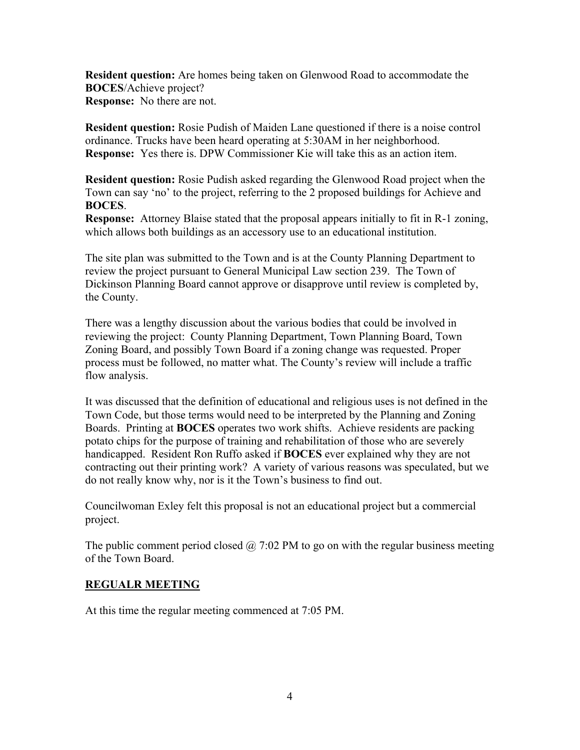**Resident question:** Are homes being taken on Glenwood Road to accommodate the **BOCES**/Achieve project?
**Response:** No there are not.

**Resident question:** Rosie Pudish of Maiden Lane questioned if there is a noise control ordinance. Trucks have been heard operating at 5:30AM in her neighborhood.
**Response:** Yes there is. DPW Commissioner Kie will take this as an action item.

**Resident question:** Rosie Pudish asked regarding the Glenwood Road project when the Town can say 'no' to the project, referring to the 2 proposed buildings for Achieve and **BOCES**.
**Response:** Attorney Blaise stated that the proposal appears initially to fit in R-1 zoning, which allows both buildings as an accessory use to an educational institution.

The site plan was submitted to the Town and is at the County Planning Department to review the project pursuant to General Municipal Law section 239. The Town of Dickinson Planning Board cannot approve or disapprove until review is completed by, the County.

There was a lengthy discussion about the various bodies that could be involved in reviewing the project: County Planning Department, Town Planning Board, Town Zoning Board, and possibly Town Board if a zoning change was requested. Proper process must be followed, no matter what. The County's review will include a traffic flow analysis.

It was discussed that the definition of educational and religious uses is not defined in the Town Code, but those terms would need to be interpreted by the Planning and Zoning Boards. Printing at **BOCES** operates two work shifts. Achieve residents are packing potato chips for the purpose of training and rehabilitation of those who are severely handicapped. Resident Ron Ruffo asked if **BOCES** ever explained why they are not contracting out their printing work? A variety of various reasons was speculated, but we do not really know why, nor is it the Town's business to find out.

Councilwoman Exley felt this proposal is not an educational project but a commercial project.

The public comment period closed @ 7:02 PM to go on with the regular business meeting of the Town Board.

## **REGUALR MEETING**

At this time the regular meeting commenced at 7:05 PM.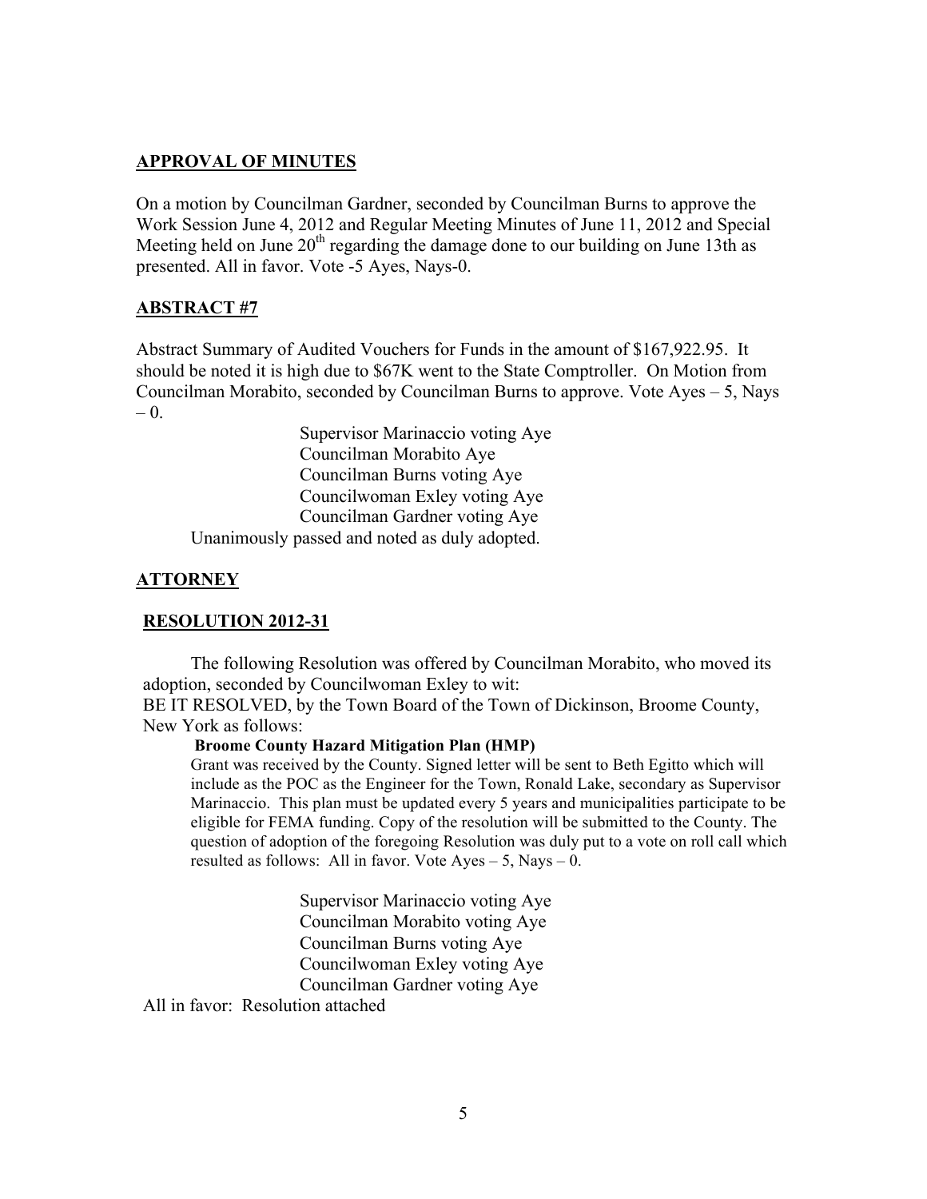## APPROVAL OF MINUTES

On a motion by Councilman Gardner, seconded by Councilman Burns to approve the Work Session June 4, 2012 and Regular Meeting Minutes of June 11, 2012 and Special Meeting held on June 20th regarding the damage done to our building on June 13th as presented. All in favor. Vote -5 Ayes, Nays-0.

## ABSTRACT #7

Abstract Summary of Audited Vouchers for Funds in the amount of $167,922.95. It should be noted it is high due to $67K went to the State Comptroller. On Motion from Councilman Morabito, seconded by Councilman Burns to approve. Vote Ayes – 5, Nays – 0.

Supervisor Marinaccio voting Aye
Councilman Morabito Aye
Councilman Burns voting Aye
Councilwoman Exley voting Aye
Councilman Gardner voting Aye

Unanimously passed and noted as duly adopted.

## ATTORNEY

## RESOLUTION 2012-31

The following Resolution was offered by Councilman Morabito, who moved its adoption, seconded by Councilwoman Exley to wit:
BE IT RESOLVED, by the Town Board of the Town of Dickinson, Broome County, New York as follows:

**Broome County Hazard Mitigation Plan (HMP)**

Grant was received by the County. Signed letter will be sent to Beth Egitto which will include as the POC as the Engineer for the Town, Ronald Lake, secondary as Supervisor Marinaccio. This plan must be updated every 5 years and municipalities participate to be eligible for FEMA funding. Copy of the resolution will be submitted to the County. The question of adoption of the foregoing Resolution was duly put to a vote on roll call which resulted as follows: All in favor. Vote Ayes – 5, Nays – 0.

Supervisor Marinaccio voting Aye
Councilman Morabito voting Aye
Councilman Burns voting Aye
Councilwoman Exley voting Aye
Councilman Gardner voting Aye

All in favor: Resolution attached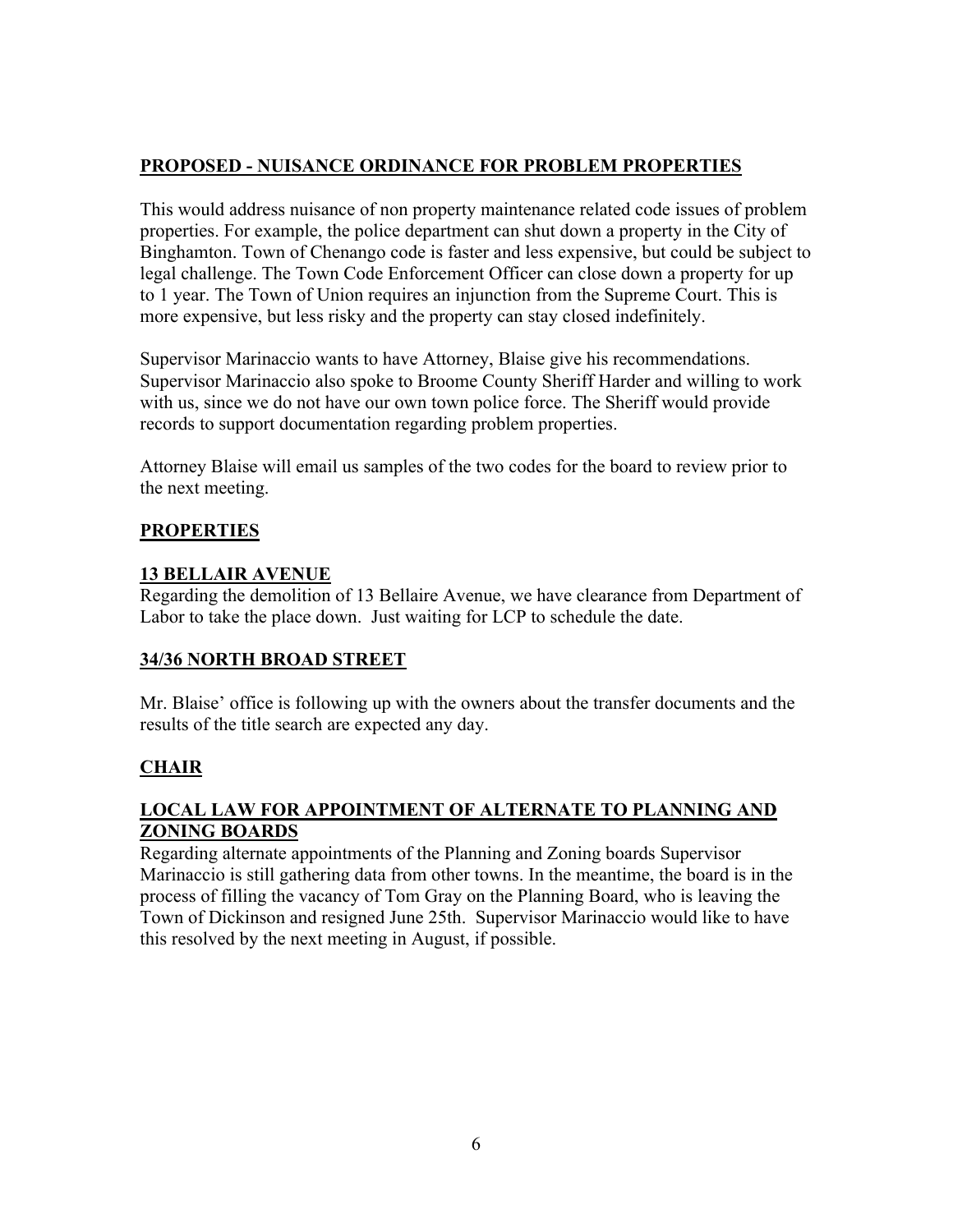## PROPOSED - NUISANCE ORDINANCE FOR PROBLEM PROPERTIES

This would address nuisance of non property maintenance related code issues of problem properties. For example, the police department can shut down a property in the City of Binghamton. Town of Chenango code is faster and less expensive, but could be subject to legal challenge. The Town Code Enforcement Officer can close down a property for up to 1 year. The Town of Union requires an injunction from the Supreme Court. This is more expensive, but less risky and the property can stay closed indefinitely.

Supervisor Marinaccio wants to have Attorney, Blaise give his recommendations. Supervisor Marinaccio also spoke to Broome County Sheriff Harder and willing to work with us, since we do not have our own town police force. The Sheriff would provide records to support documentation regarding problem properties.

Attorney Blaise will email us samples of the two codes for the board to review prior to the next meeting.

## PROPERTIES

### 13 BELLAIR AVENUE

Regarding the demolition of 13 Bellaire Avenue, we have clearance from Department of Labor to take the place down. Just waiting for LCP to schedule the date.

### 34/36 NORTH BROAD STREET

Mr. Blaise' office is following up with the owners about the transfer documents and the results of the title search are expected any day.

## CHAIR

### LOCAL LAW FOR APPOINTMENT OF ALTERNATE TO PLANNING AND ZONING BOARDS

Regarding alternate appointments of the Planning and Zoning boards Supervisor Marinaccio is still gathering data from other towns. In the meantime, the board is in the process of filling the vacancy of Tom Gray on the Planning Board, who is leaving the Town of Dickinson and resigned June 25th. Supervisor Marinaccio would like to have this resolved by the next meeting in August, if possible.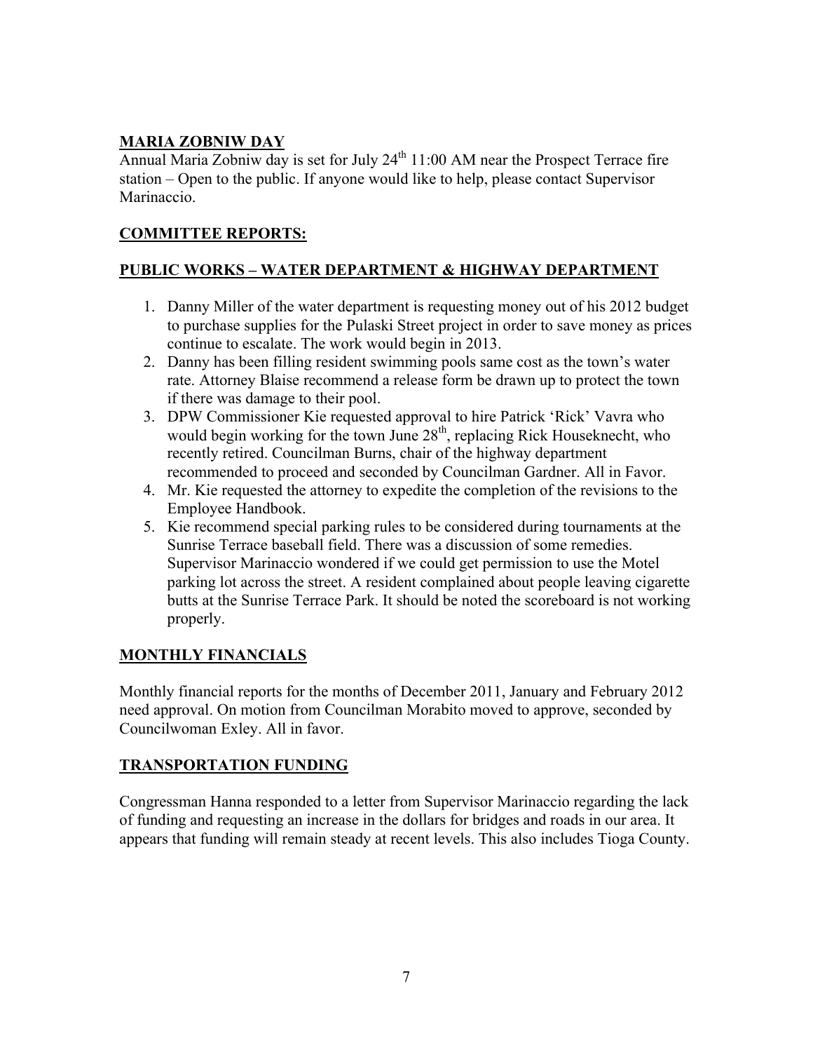## **MARIA ZOBNIW DAY**

Annual Maria Zobniw day is set for July 24th 11:00 AM near the Prospect Terrace fire station – Open to the public. If anyone would like to help, please contact Supervisor Marinaccio.

## **COMMITTEE REPORTS:**

## **PUBLIC WORKS – WATER DEPARTMENT & HIGHWAY DEPARTMENT**

1. Danny Miller of the water department is requesting money out of his 2012 budget to purchase supplies for the Pulaski Street project in order to save money as prices continue to escalate. The work would begin in 2013.
2. Danny has been filling resident swimming pools same cost as the town's water rate. Attorney Blaise recommend a release form be drawn up to protect the town if there was damage to their pool.
3. DPW Commissioner Kie requested approval to hire Patrick 'Rick' Vavra who would begin working for the town June 28th, replacing Rick Houseknecht, who recently retired. Councilman Burns, chair of the highway department recommended to proceed and seconded by Councilman Gardner. All in Favor.
4. Mr. Kie requested the attorney to expedite the completion of the revisions to the Employee Handbook.
5. Kie recommend special parking rules to be considered during tournaments at the Sunrise Terrace baseball field. There was a discussion of some remedies. Supervisor Marinaccio wondered if we could get permission to use the Motel parking lot across the street. A resident complained about people leaving cigarette butts at the Sunrise Terrace Park. It should be noted the scoreboard is not working properly.

## **MONTHLY FINANCIALS**

Monthly financial reports for the months of December 2011, January and February 2012 need approval. On motion from Councilman Morabito moved to approve, seconded by Councilwoman Exley. All in favor.

## **TRANSPORTATION FUNDING**

Congressman Hanna responded to a letter from Supervisor Marinaccio regarding the lack of funding and requesting an increase in the dollars for bridges and roads in our area. It appears that funding will remain steady at recent levels. This also includes Tioga County.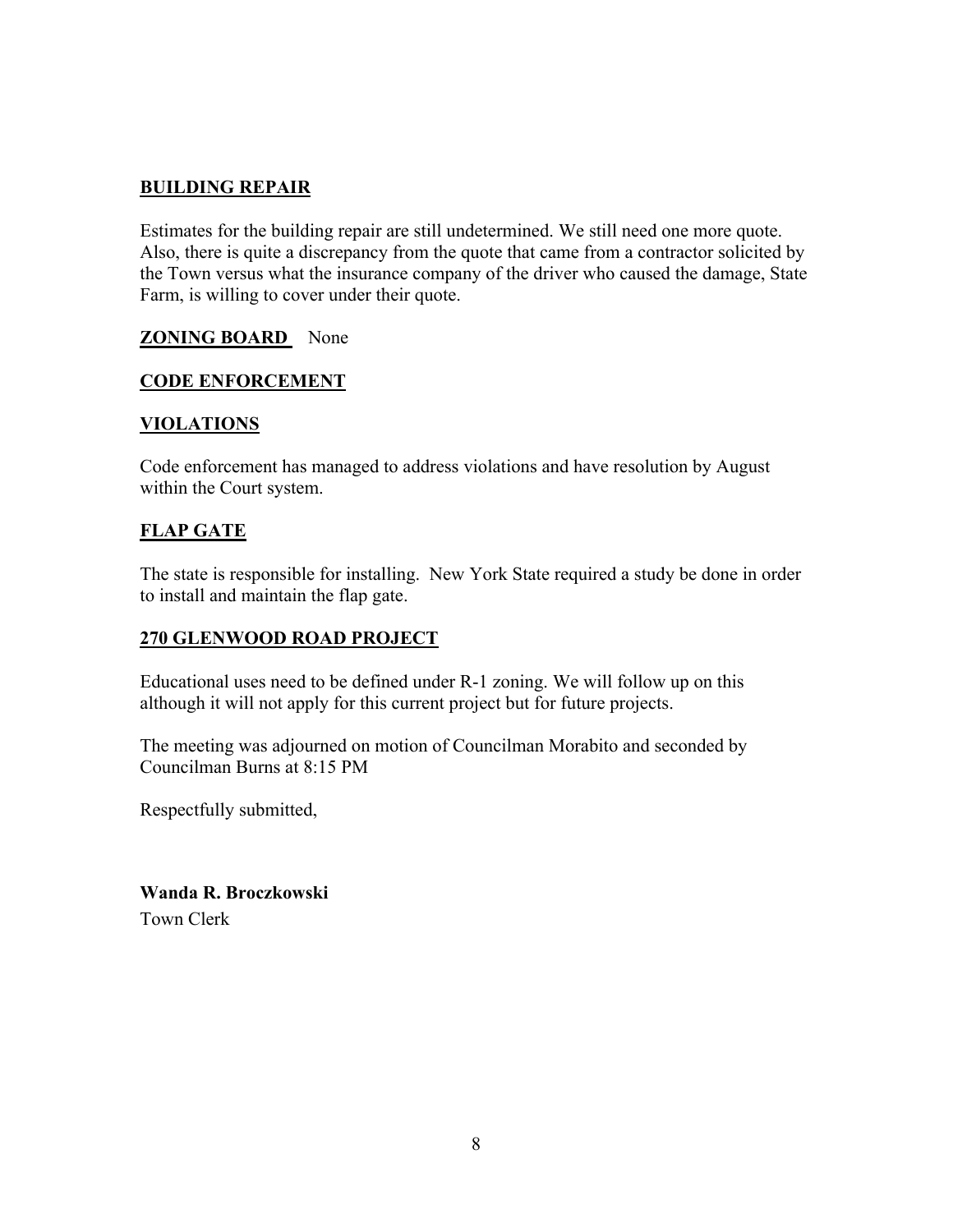**BUILDING REPAIR**

Estimates for the building repair are still undetermined. We still need one more quote. Also, there is quite a discrepancy from the quote that came from a contractor solicited by the Town versus what the insurance company of the driver who caused the damage, State Farm, is willing to cover under their quote.

**ZONING BOARD** None

**CODE ENFORCEMENT**

**VIOLATIONS**

Code enforcement has managed to address violations and have resolution by August within the Court system.

**FLAP GATE**

The state is responsible for installing. New York State required a study be done in order to install and maintain the flap gate.

**270 GLENWOOD ROAD PROJECT**

Educational uses need to be defined under R-1 zoning. We will follow up on this although it will not apply for this current project but for future projects.

The meeting was adjourned on motion of Councilman Morabito and seconded by Councilman Burns at 8:15 PM

Respectfully submitted,

**Wanda R. Broczkowski**
Town Clerk